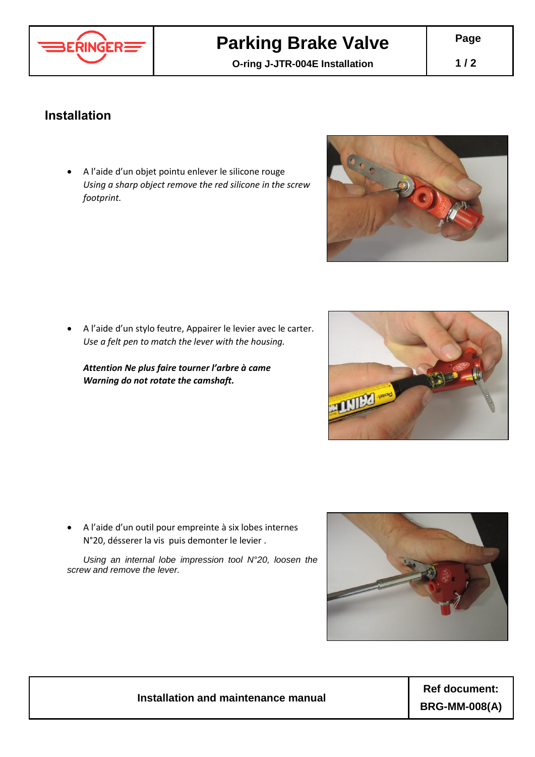# Parking Brake Valve

**O-ring J-JTR-004E Installation**

## Installation

- A l'aide d'un objet pointu enlever le silicone rouge
  *Using a sharp object remove the red silicone in the screw footprint.*

- A l'aide d'un stylo feutre, Appairer le levier avec le carter.
  *Use a felt pen to match the lever with the housing.*

  ***Attention Ne plus faire tourner l'arbre à came***
  ***Warning do not rotate the camshaft.***

- A l'aide d'un outil pour empreinte à six lobes internes N°20, désserer la vis puis demonter le levier .

  *Using an internal lobe impression tool N°20, loosen the screw and remove the lever.*

| Installation and maintenance manual | Ref document: BRG-MM-008(A) |
| --- | --- |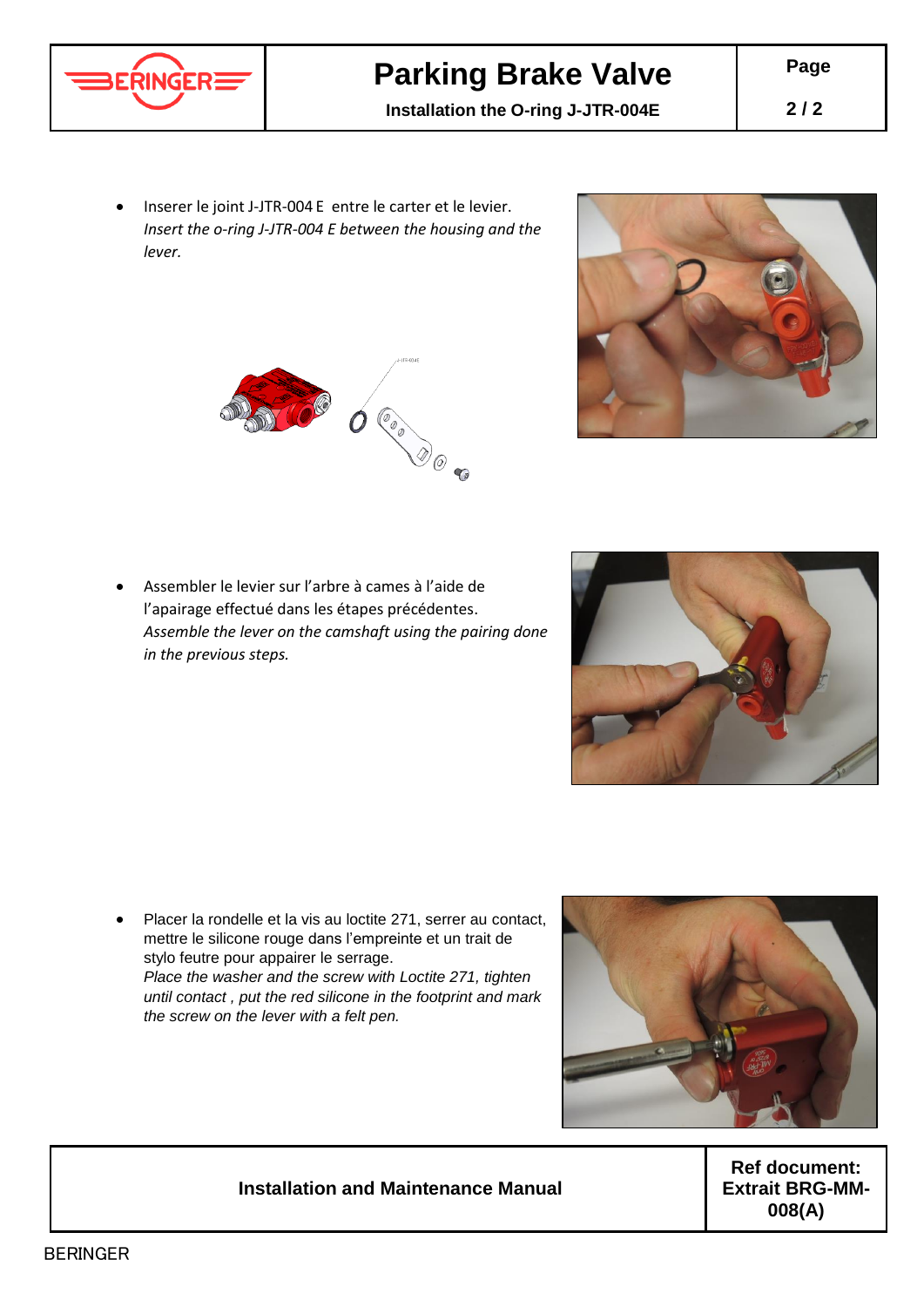- Inserer le joint J-JTR-004 E entre le carter et le levier.
  *Insert the o-ring J-JTR-004 E between the housing and the lever.*

- Assembler le levier sur l'arbre à cames à l'aide de l'apairage effectué dans les étapes précédentes.
  *Assemble the lever on the camshaft using the pairing done in the previous steps.*

- Placer la rondelle et la vis au loctite 271, serrer au contact, mettre le silicone rouge dans l'empreinte et un trait de stylo feutre pour appairer le serrage.
  *Place the washer and the screw with Loctite 271, tighten until contact , put the red silicone in the footprint and mark the screw on the lever with a felt pen.*